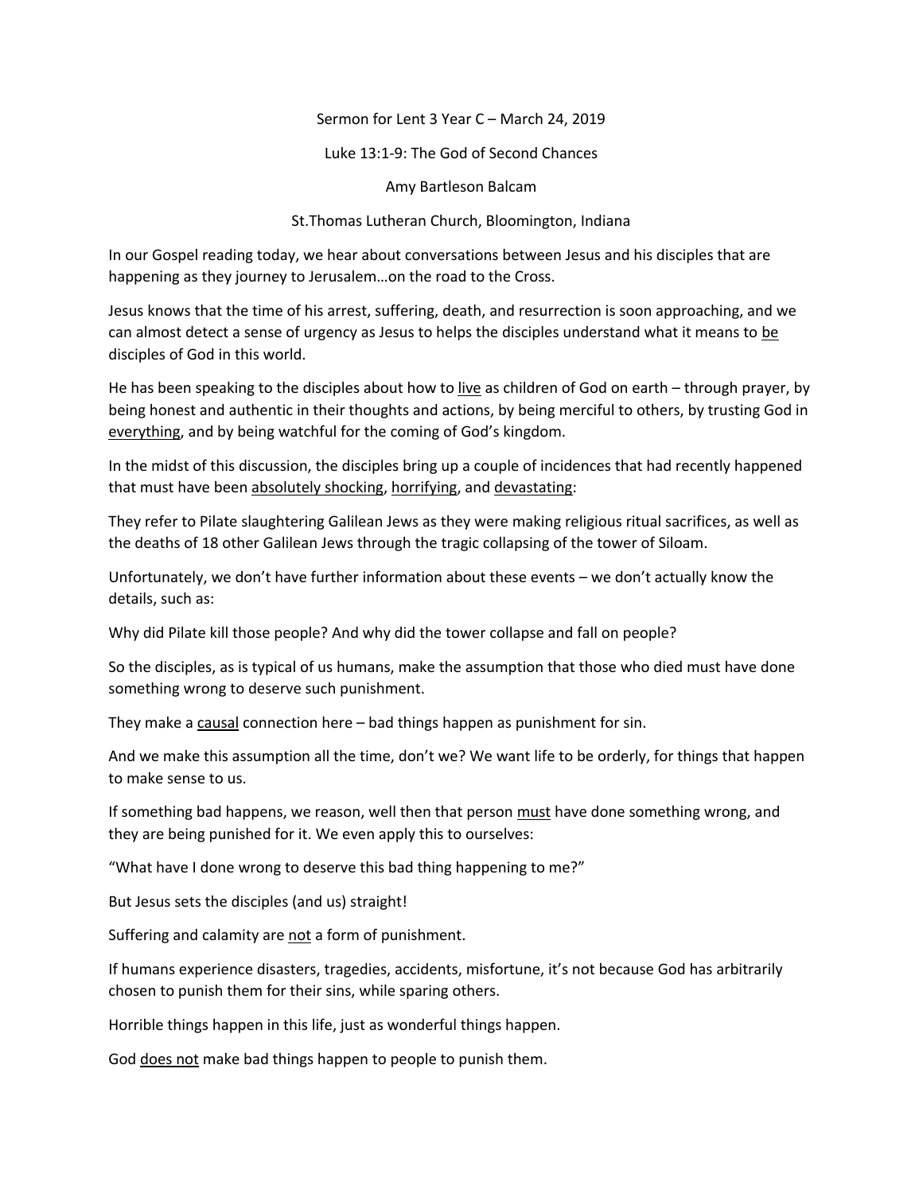Sermon for Lent 3 Year C – March 24, 2019

Luke 13:1-9: The God of Second Chances

Amy Bartleson Balcam

St.Thomas Lutheran Church, Bloomington, Indiana

In our Gospel reading today, we hear about conversations between Jesus and his disciples that are happening as they journey to Jerusalem…on the road to the Cross.

Jesus knows that the time of his arrest, suffering, death, and resurrection is soon approaching, and we can almost detect a sense of urgency as Jesus to helps the disciples understand what it means to <u>be</u> disciples of God in this world.

He has been speaking to the disciples about how to <u>live</u> as children of God on earth – through prayer, by being honest and authentic in their thoughts and actions, by being merciful to others, by trusting God in <u>everything</u>, and by being watchful for the coming of God's kingdom.

In the midst of this discussion, the disciples bring up a couple of incidences that had recently happened that must have been <u>absolutely shocking</u>, <u>horrifying</u>, and <u>devastating</u>:

They refer to Pilate slaughtering Galilean Jews as they were making religious ritual sacrifices, as well as the deaths of 18 other Galilean Jews through the tragic collapsing of the tower of Siloam.

Unfortunately, we don't have further information about these events – we don't actually know the details, such as:

Why did Pilate kill those people? And why did the tower collapse and fall on people?

So the disciples, as is typical of us humans, make the assumption that those who died must have done something wrong to deserve such punishment.

They make a <u>causal</u> connection here – bad things happen as punishment for sin.

And we make this assumption all the time, don't we? We want life to be orderly, for things that happen to make sense to us.

If something bad happens, we reason, well then that person <u>must</u> have done something wrong, and they are being punished for it. We even apply this to ourselves:

"What have I done wrong to deserve this bad thing happening to me?"

But Jesus sets the disciples (and us) straight!

Suffering and calamity are <u>not</u> a form of punishment.

If humans experience disasters, tragedies, accidents, misfortune, it's not because God has arbitrarily chosen to punish them for their sins, while sparing others.

Horrible things happen in this life, just as wonderful things happen.

God <u>does not</u> make bad things happen to people to punish them.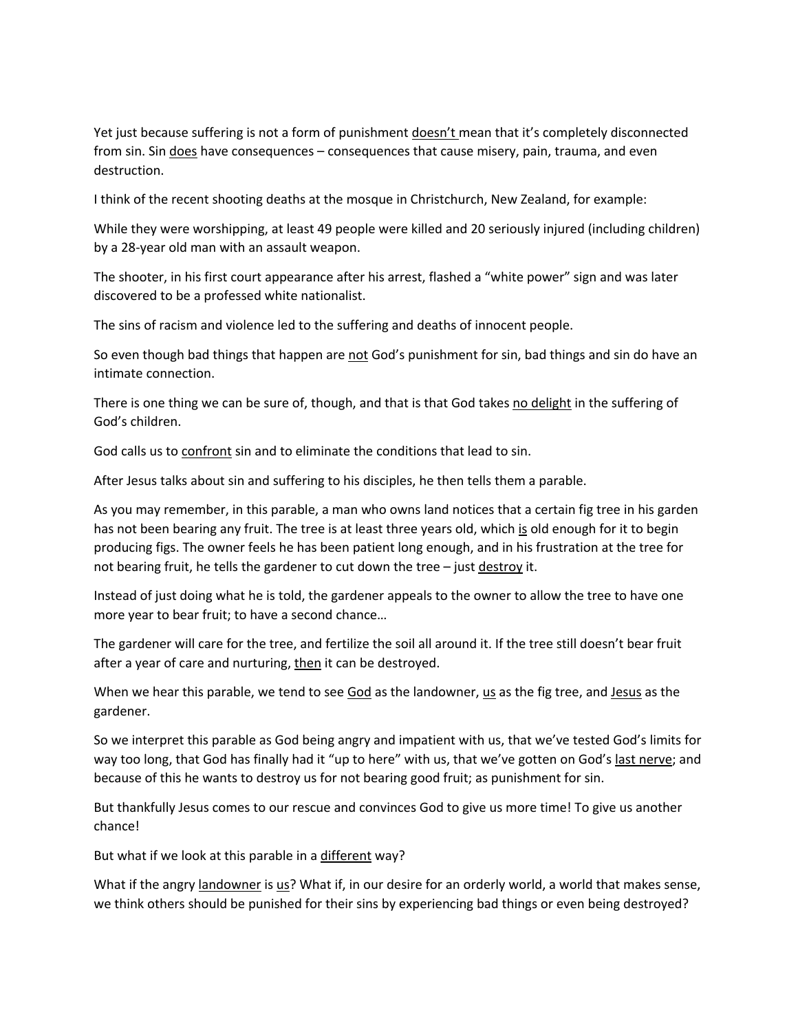Yet just because suffering is not a form of punishment <u>doesn't</u> mean that it's completely disconnected from sin. Sin <u>does</u> have consequences – consequences that cause misery, pain, trauma, and even destruction.

I think of the recent shooting deaths at the mosque in Christchurch, New Zealand, for example:

While they were worshipping, at least 49 people were killed and 20 seriously injured (including children) by a 28-year old man with an assault weapon.

The shooter, in his first court appearance after his arrest, flashed a "white power" sign and was later discovered to be a professed white nationalist.

The sins of racism and violence led to the suffering and deaths of innocent people.

So even though bad things that happen are <u>not</u> God's punishment for sin, bad things and sin do have an intimate connection.

There is one thing we can be sure of, though, and that is that God takes <u>no delight</u> in the suffering of God's children.

God calls us to <u>confront</u> sin and to eliminate the conditions that lead to sin.

After Jesus talks about sin and suffering to his disciples, he then tells them a parable.

As you may remember, in this parable, a man who owns land notices that a certain fig tree in his garden has not been bearing any fruit. The tree is at least three years old, which <u>is</u> old enough for it to begin producing figs. The owner feels he has been patient long enough, and in his frustration at the tree for not bearing fruit, he tells the gardener to cut down the tree – just <u>destroy</u> it.

Instead of just doing what he is told, the gardener appeals to the owner to allow the tree to have one more year to bear fruit; to have a second chance…

The gardener will care for the tree, and fertilize the soil all around it. If the tree still doesn't bear fruit after a year of care and nurturing, <u>then</u> it can be destroyed.

When we hear this parable, we tend to see <u>God</u> as the landowner, <u>us</u> as the fig tree, and <u>Jesus</u> as the gardener.

So we interpret this parable as God being angry and impatient with us, that we've tested God's limits for way too long, that God has finally had it "up to here" with us, that we've gotten on God's <u>last nerve</u>; and because of this he wants to destroy us for not bearing good fruit; as punishment for sin.

But thankfully Jesus comes to our rescue and convinces God to give us more time! To give us another chance!

But what if we look at this parable in a <u>different</u> way?

What if the angry <u>landowner</u> is <u>us</u>? What if, in our desire for an orderly world, a world that makes sense, we think others should be punished for their sins by experiencing bad things or even being destroyed?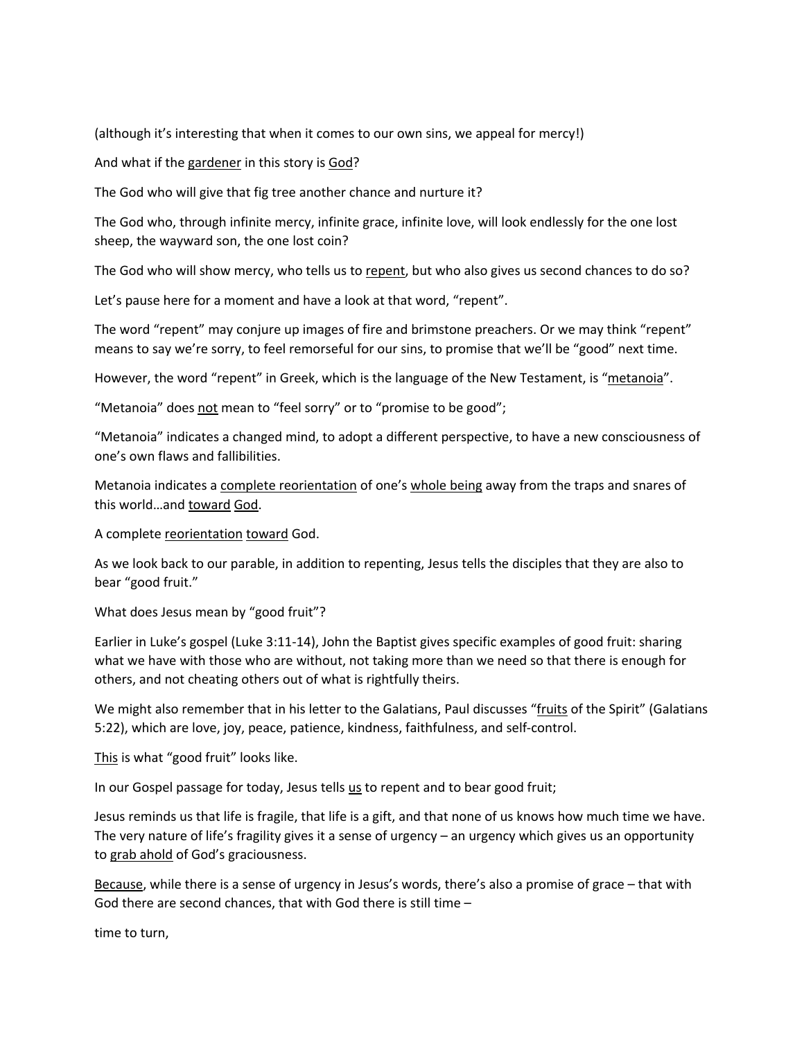(although it's interesting that when it comes to our own sins, we appeal for mercy!)

And what if the <u>gardener</u> in this story is <u>God</u>?

The God who will give that fig tree another chance and nurture it?

The God who, through infinite mercy, infinite grace, infinite love, will look endlessly for the one lost sheep, the wayward son, the one lost coin?

The God who will show mercy, who tells us to <u>repent</u>, but who also gives us second chances to do so?

Let's pause here for a moment and have a look at that word, "repent".

The word "repent" may conjure up images of fire and brimstone preachers. Or we may think "repent" means to say we're sorry, to feel remorseful for our sins, to promise that we'll be "good" next time.

However, the word "repent" in Greek, which is the language of the New Testament, is "<u>metanoia</u>".

"Metanoia" does <u>not</u> mean to "feel sorry" or to "promise to be good";

"Metanoia" indicates a changed mind, to adopt a different perspective, to have a new consciousness of one's own flaws and fallibilities.

Metanoia indicates a <u>complete reorientation</u> of one's <u>whole being</u> away from the traps and snares of this world…and <u>toward</u> <u>God</u>.

A complete <u>reorientation</u> <u>toward</u> God.

As we look back to our parable, in addition to repenting, Jesus tells the disciples that they are also to bear "good fruit."

What does Jesus mean by "good fruit"?

Earlier in Luke's gospel (Luke 3:11-14), John the Baptist gives specific examples of good fruit: sharing what we have with those who are without, not taking more than we need so that there is enough for others, and not cheating others out of what is rightfully theirs.

We might also remember that in his letter to the Galatians, Paul discusses "<u>fruits</u> of the Spirit" (Galatians 5:22), which are love, joy, peace, patience, kindness, faithfulness, and self-control.

<u>This</u> is what "good fruit" looks like.

In our Gospel passage for today, Jesus tells <u>us</u> to repent and to bear good fruit;

Jesus reminds us that life is fragile, that life is a gift, and that none of us knows how much time we have. The very nature of life's fragility gives it a sense of urgency – an urgency which gives us an opportunity to <u>grab ahold</u> of God's graciousness.

<u>Because</u>, while there is a sense of urgency in Jesus's words, there's also a promise of grace – that with God there are second chances, that with God there is still time –

time to turn,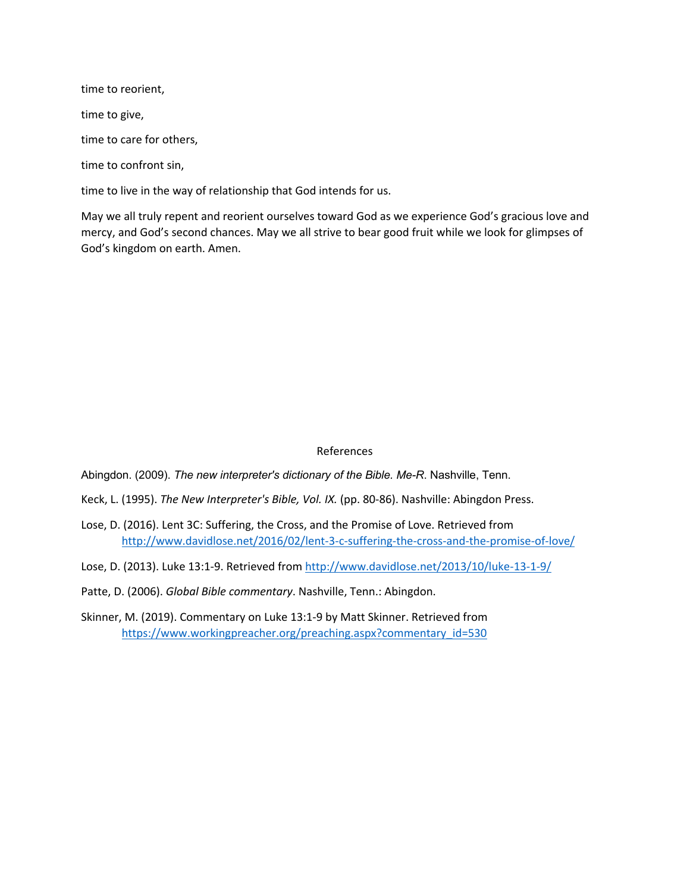time to reorient,

time to give,

time to care for others,

time to confront sin,

time to live in the way of relationship that God intends for us.

May we all truly repent and reorient ourselves toward God as we experience God's gracious love and mercy, and God's second chances. May we all strive to bear good fruit while we look for glimpses of God's kingdom on earth. Amen.

## References

Abingdon. (2009). *The new interpreter's dictionary of the Bible. Me-R*. Nashville, Tenn.

Keck, L. (1995). *The New Interpreter's Bible, Vol. IX.* (pp. 80-86). Nashville: Abingdon Press.

Lose, D. (2016). Lent 3C: Suffering, the Cross, and the Promise of Love. Retrieved from http://www.davidlose.net/2016/02/lent-3-c-suffering-the-cross-and-the-promise-of-love/

Lose, D. (2013). Luke 13:1-9. Retrieved from http://www.davidlose.net/2013/10/luke-13-1-9/

Patte, D. (2006). *Global Bible commentary*. Nashville, Tenn.: Abingdon.

Skinner, M. (2019). Commentary on Luke 13:1-9 by Matt Skinner. Retrieved from https://www.workingpreacher.org/preaching.aspx?commentary_id=530